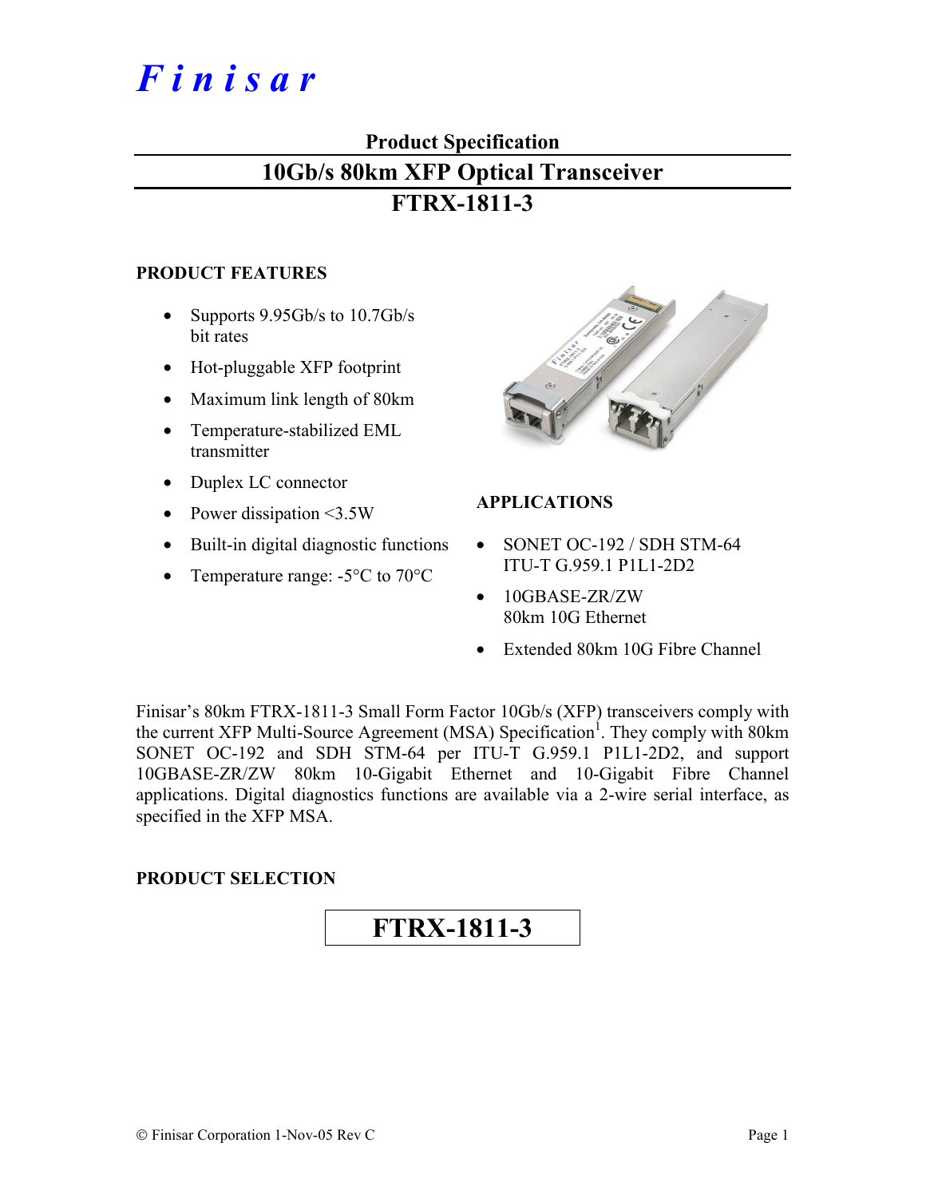# *Finisar*

## Product Specification

# 10Gb/s 80km XFP Optical Transceiver

# FTRX-1811-3

### PRODUCT FEATURES

- Supports 9.95Gb/s to 10.7Gb/s bit rates
- Hot-pluggable XFP footprint
- Maximum link length of 80km
- Temperature-stabilized EML transmitter
- Duplex LC connector
- Power dissipation <3.5W
- Built-in digital diagnostic functions
- Temperature range: -5°C to 70°C

### APPLICATIONS

- SONET OC-192 / SDH STM-64 ITU-T G.959.1 P1L1-2D2
- 10GBASE-ZR/ZW 80km 10G Ethernet
- Extended 80km 10G Fibre Channel

Finisar's 80km FTRX-1811-3 Small Form Factor 10Gb/s (XFP) transceivers comply with the current XFP Multi-Source Agreement (MSA) Specification[1]. They comply with 80km SONET OC-192 and SDH STM-64 per ITU-T G.959.1 P1L1-2D2, and support 10GBASE-ZR/ZW 80km 10-Gigabit Ethernet and 10-Gigabit Fibre Channel applications. Digital diagnostics functions are available via a 2-wire serial interface, as specified in the XFP MSA.

### PRODUCT SELECTION

**FTRX-1811-3**

© Finisar Corporation 1-Nov-05 Rev C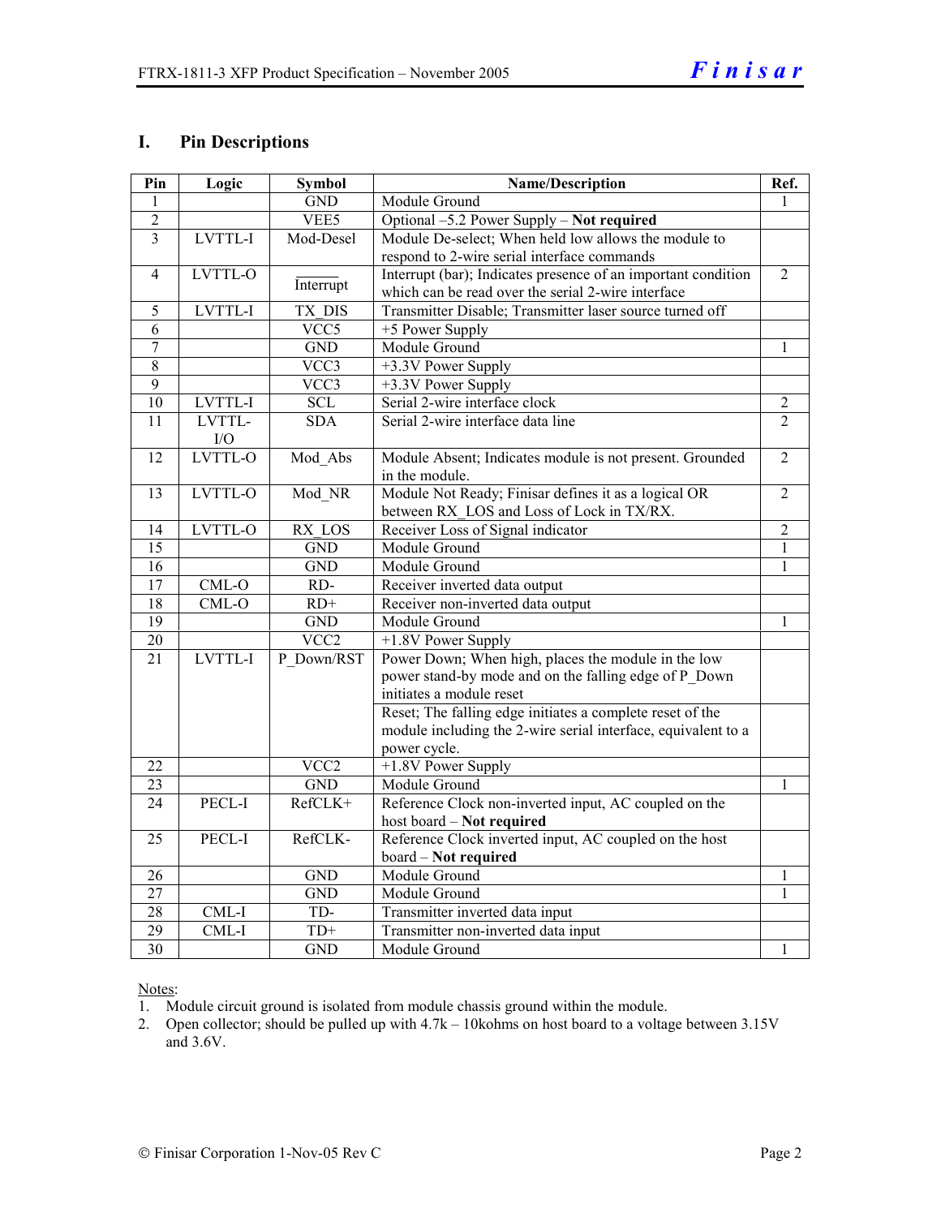## I. Pin Descriptions

| Pin | Logic | Symbol | Name/Description | Ref. |
|---|---|---|---|---|
| 1 | | GND | Module Ground | 1 |
| 2 | | VEE5 | Optional –5.2 Power Supply – **Not required** | |
| 3 | LVTTL-I | Mod-Desel | Module De-select; When held low allows the module to respond to 2-wire serial interface commands | |
| 4 | LVTTL-O | $\overline{\text{Interrupt}}$ | Interrupt (bar); Indicates presence of an important condition which can be read over the serial 2-wire interface | 2 |
| 5 | LVTTL-I | TX_DIS | Transmitter Disable; Transmitter laser source turned off | |
| 6 | | VCC5 | +5 Power Supply | |
| 7 | | GND | Module Ground | 1 |
| 8 | | VCC3 | +3.3V Power Supply | |
| 9 | | VCC3 | +3.3V Power Supply | |
| 10 | LVTTL-I | SCL | Serial 2-wire interface clock | 2 |
| 11 | LVTTL-I/O | SDA | Serial 2-wire interface data line | 2 |
| 12 | LVTTL-O | Mod_Abs | Module Absent; Indicates module is not present. Grounded in the module. | 2 |
| 13 | LVTTL-O | Mod_NR | Module Not Ready; Finisar defines it as a logical OR between RX_LOS and Loss of Lock in TX/RX. | 2 |
| 14 | LVTTL-O | RX_LOS | Receiver Loss of Signal indicator | 2 |
| 15 | | GND | Module Ground | 1 |
| 16 | | GND | Module Ground | 1 |
| 17 | CML-O | RD- | Receiver inverted data output | |
| 18 | CML-O | RD+ | Receiver non-inverted data output | |
| 19 | | GND | Module Ground | 1 |
| 20 | | VCC2 | +1.8V Power Supply | |
| 21 | LVTTL-I | P_Down/RST | Power Down; When high, places the module in the low power stand-by mode and on the falling edge of P_Down initiates a module reset | |
| | | | Reset; The falling edge initiates a complete reset of the module including the 2-wire serial interface, equivalent to a power cycle. | |
| 22 | | VCC2 | +1.8V Power Supply | |
| 23 | | GND | Module Ground | 1 |
| 24 | PECL-I | RefCLK+ | Reference Clock non-inverted input, AC coupled on the host board – **Not required** | |
| 25 | PECL-I | RefCLK- | Reference Clock inverted input, AC coupled on the host board – **Not required** | |
| 26 | | GND | Module Ground | 1 |
| 27 | | GND | Module Ground | 1 |
| 28 | CML-I | TD- | Transmitter inverted data input | |
| 29 | CML-I | TD+ | Transmitter non-inverted data input | |
| 30 | | GND | Module Ground | 1 |

Notes:
1. Module circuit ground is isolated from module chassis ground within the module.
2. Open collector; should be pulled up with 4.7k – 10kohms on host board to a voltage between 3.15V and 3.6V.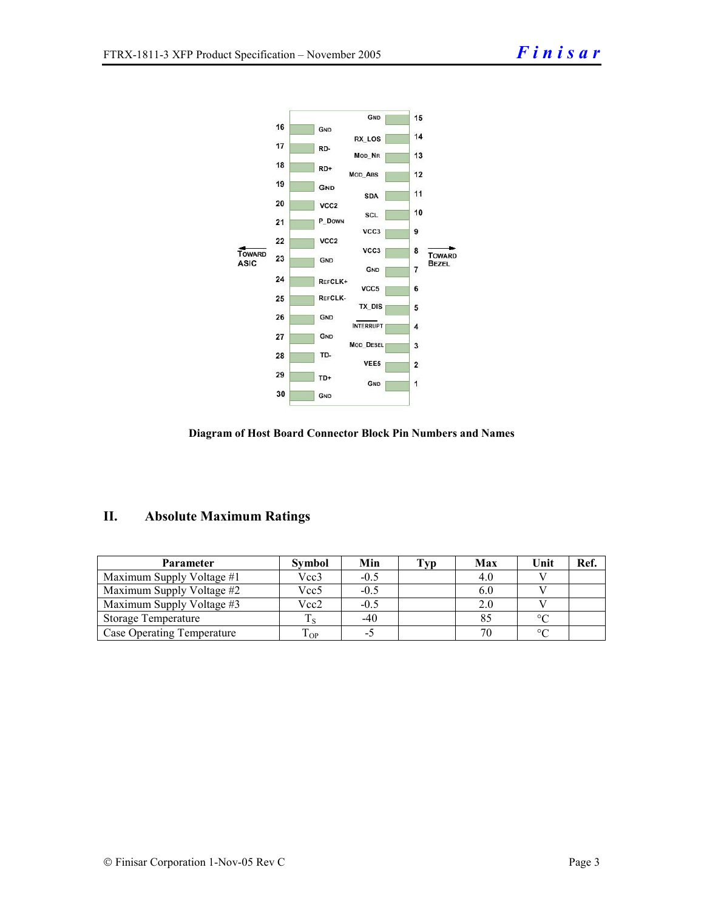**Diagram of Host Board Connector Block Pin Numbers and Names**

## II. Absolute Maximum Ratings

| Parameter | Symbol | Min | Typ | Max | Unit | Ref. |
|---|---|---|---|---|---|---|
| Maximum Supply Voltage #1 | Vcc3 | -0.5 | | 4.0 | V | |
| Maximum Supply Voltage #2 | Vcc5 | -0.5 | | 6.0 | V | |
| Maximum Supply Voltage #3 | Vcc2 | -0.5 | | 2.0 | V | |
| Storage Temperature | $T_S$ | -40 | | 85 | °C | |
| Case Operating Temperature | $T_{OP}$ | -5 | | 70 | °C | |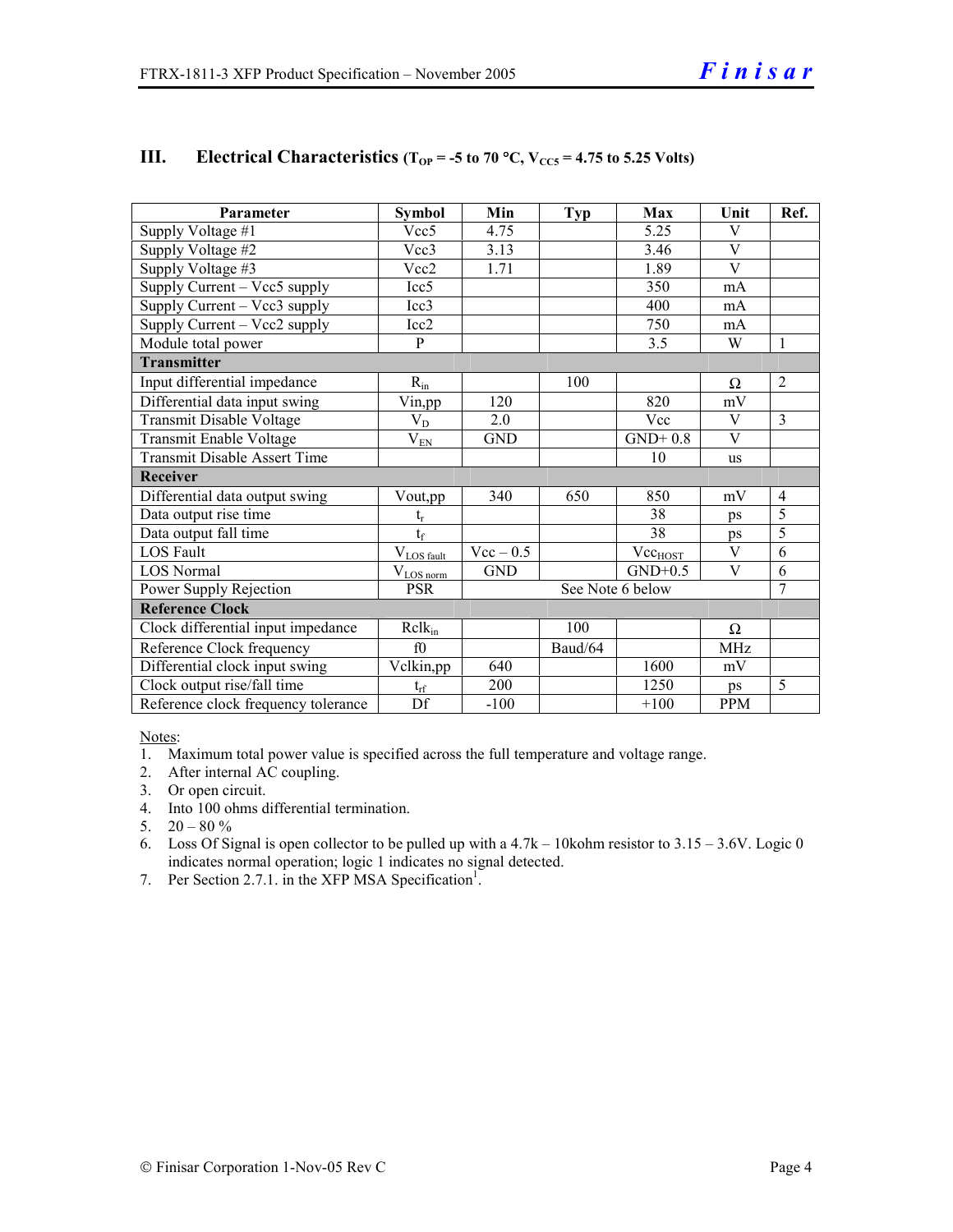## III. Electrical Characteristics ($T_{OP}$ = -5 to 70 °C, $V_{CC5}$ = 4.75 to 5.25 Volts)

| Parameter | Symbol | Min | Typ | Max | Unit | Ref. |
|---|---|---|---|---|---|---|
| Supply Voltage #1 | Vcc5 | 4.75 | | 5.25 | V | |
| Supply Voltage #2 | Vcc3 | 3.13 | | 3.46 | V | |
| Supply Voltage #3 | Vcc2 | 1.71 | | 1.89 | V | |
| Supply Current – Vcc5 supply | Icc5 | | | 350 | mA | |
| Supply Current – Vcc3 supply | Icc3 | | | 400 | mA | |
| Supply Current – Vcc2 supply | Icc2 | | | 750 | mA | |
| Module total power | P | | | 3.5 | W | 1 |
| **Transmitter** | | | | | | |
| Input differential impedance | $R_{in}$ | | 100 | | Ω | 2 |
| Differential data input swing | Vin,pp | 120 | | 820 | mV | |
| Transmit Disable Voltage | $V_D$ | 2.0 | | Vcc | V | 3 |
| Transmit Enable Voltage | $V_{EN}$ | GND | | GND+ 0.8 | V | |
| Transmit Disable Assert Time | | | | 10 | us | |
| **Receiver** | | | | | | |
| Differential data output swing | Vout,pp | 340 | 650 | 850 | mV | 4 |
| Data output rise time | $t_r$ | | | 38 | ps | 5 |
| Data output fall time | $t_f$ | | | 38 | ps | 5 |
| LOS Fault | $V_{LOS\ fault}$ | Vcc – 0.5 | | $Vcc_{HOST}$ | V | 6 |
| LOS Normal | $V_{LOS\ norm}$ | GND | | GND+0.5 | V | 6 |
| Power Supply Rejection | PSR | See Note 6 below | | | | 7 |
| **Reference Clock** | | | | | | |
| Clock differential input impedance | $Rclk_{in}$ | | 100 | | Ω | |
| Reference Clock frequency | f0 | | Baud/64 | | MHz | |
| Differential clock input swing | Vclkin,pp | 640 | | 1600 | mV | |
| Clock output rise/fall time | $t_{rf}$ | 200 | | 1250 | ps | 5 |
| Reference clock frequency tolerance | Df | -100 | | +100 | PPM | |

Notes:
1. Maximum total power value is specified across the full temperature and voltage range.
2. After internal AC coupling.
3. Or open circuit.
4. Into 100 ohms differential termination.
5. 20 – 80 %
6. Loss Of Signal is open collector to be pulled up with a 4.7k – 10kohm resistor to 3.15 – 3.6V. Logic 0 indicates normal operation; logic 1 indicates no signal detected.
7. Per Section 2.7.1. in the XFP MSA Specification[1].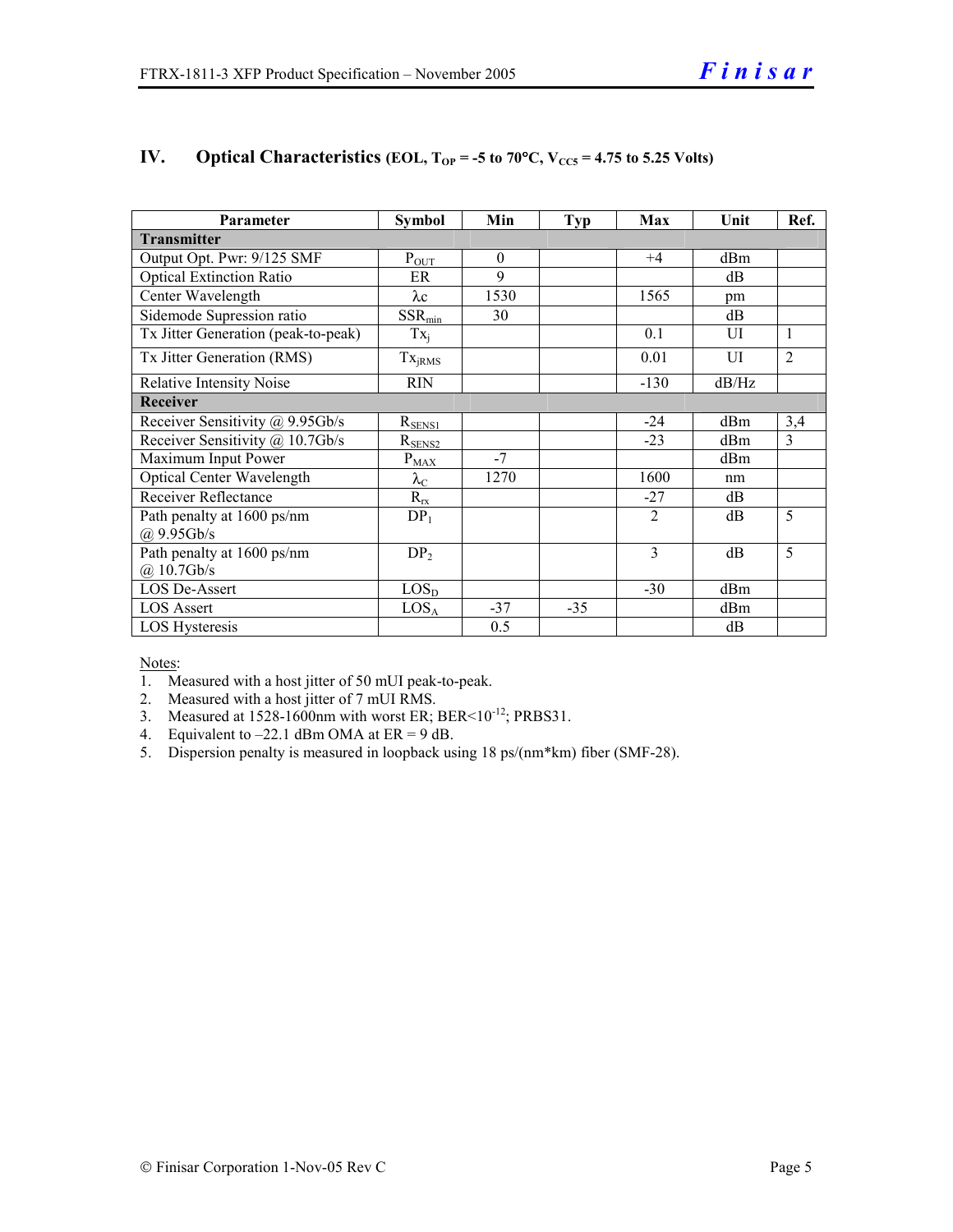## IV. Optical Characteristics (EOL, $T_{OP}$ = -5 to 70°C, $V_{CC5}$ = 4.75 to 5.25 Volts)

| Parameter | Symbol | Min | Typ | Max | Unit | Ref. |
|---|---|---|---|---|---|---|
| **Transmitter** | | | | | | |
| Output Opt. Pwr: 9/125 SMF | $P_{OUT}$ | 0 | | +4 | dBm | |
| Optical Extinction Ratio | ER | 9 | | | dB | |
| Center Wavelength | $\lambda c$ | 1530 | | 1565 | pm | |
| Sidemode Supression ratio | $SSR_{min}$ | 30 | | | dB | |
| Tx Jitter Generation (peak-to-peak) | $Tx_j$ | | | 0.1 | UI | 1 |
| Tx Jitter Generation (RMS) | $Tx_{jRMS}$ | | | 0.01 | UI | 2 |
| Relative Intensity Noise | RIN | | | -130 | dB/Hz | |
| **Receiver** | | | | | | |
| Receiver Sensitivity @ 9.95Gb/s | $R_{SENS1}$ | | | -24 | dBm | 3,4 |
| Receiver Sensitivity @ 10.7Gb/s | $R_{SENS2}$ | | | -23 | dBm | 3 |
| Maximum Input Power | $P_{MAX}$ | -7 | | | dBm | |
| Optical Center Wavelength | $\lambda_C$ | 1270 | | 1600 | nm | |
| Receiver Reflectance | $R_{rx}$ | | | -27 | dB | |
| Path penalty at 1600 ps/nm @ 9.95Gb/s | $DP_1$ | | | 2 | dB | 5 |
| Path penalty at 1600 ps/nm @ 10.7Gb/s | $DP_2$ | | | 3 | dB | 5 |
| LOS De-Assert | $LOS_D$ | | | -30 | dBm | |
| LOS Assert | $LOS_A$ | -37 | -35 | | dBm | |
| LOS Hysteresis | | 0.5 | | | dB | |

Notes:
1. Measured with a host jitter of 50 mUI peak-to-peak.
2. Measured with a host jitter of 7 mUI RMS.
3. Measured at 1528-1600nm with worst ER; BER<$10^{-12}$; PRBS31.
4. Equivalent to –22.1 dBm OMA at ER = 9 dB.
5. Dispersion penalty is measured in loopback using 18 ps/(nm*km) fiber (SMF-28).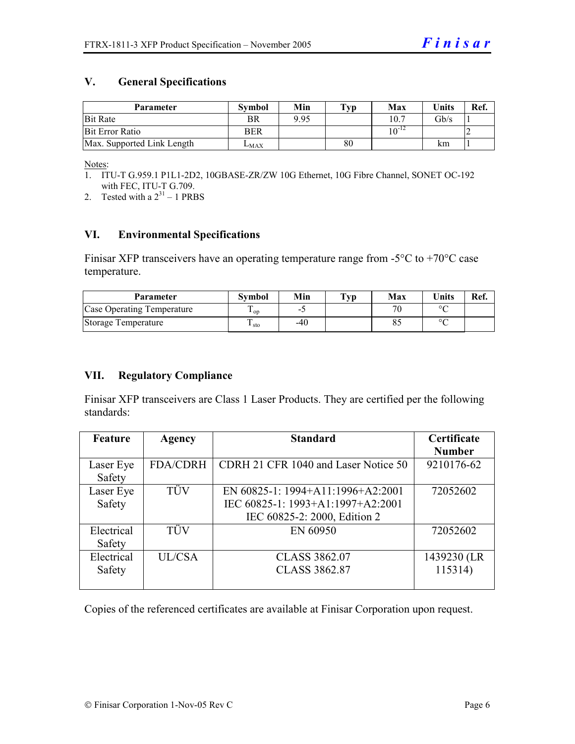## V. General Specifications

| Parameter | Symbol | Min | Typ | Max | Units | Ref. |
|---|---|---|---|---|---|---|
| Bit Rate | BR | 9.95 | | 10.7 | Gb/s | 1 |
| Bit Error Ratio | BER | | | $10^{-12}$ | | 2 |
| Max. Supported Link Length | $L_{MAX}$ | | 80 | | km | 1 |

Notes:

1. ITU-T G.959.1 P1L1-2D2, 10GBASE-ZR/ZW 10G Ethernet, 10G Fibre Channel, SONET OC-192 with FEC, ITU-T G.709.
2. Tested with a $2^{31} - 1$ PRBS

## VI. Environmental Specifications

Finisar XFP transceivers have an operating temperature range from -5°C to +70°C case temperature.

| Parameter | Symbol | Min | Typ | Max | Units | Ref. |
|---|---|---|---|---|---|---|
| Case Operating Temperature | $T_{op}$ | -5 | | 70 | °C | |
| Storage Temperature | $T_{sto}$ | -40 | | 85 | °C | |

## VII. Regulatory Compliance

Finisar XFP transceivers are Class 1 Laser Products. They are certified per the following standards:

| Feature | Agency | Standard | Certificate Number |
|---|---|---|---|
| Laser Eye Safety | FDA/CDRH | CDRH 21 CFR 1040 and Laser Notice 50 | 9210176-62 |
| Laser Eye Safety | TÜV | EN 60825-1: 1994+A11:1996+A2:2001<br>IEC 60825-1: 1993+A1:1997+A2:2001<br>IEC 60825-2: 2000, Edition 2 | 72052602 |
| Electrical Safety | TÜV | EN 60950 | 72052602 |
| Electrical Safety | UL/CSA | CLASS 3862.07<br>CLASS 3862.87 | 1439230 (LR 115314) |

Copies of the referenced certificates are available at Finisar Corporation upon request.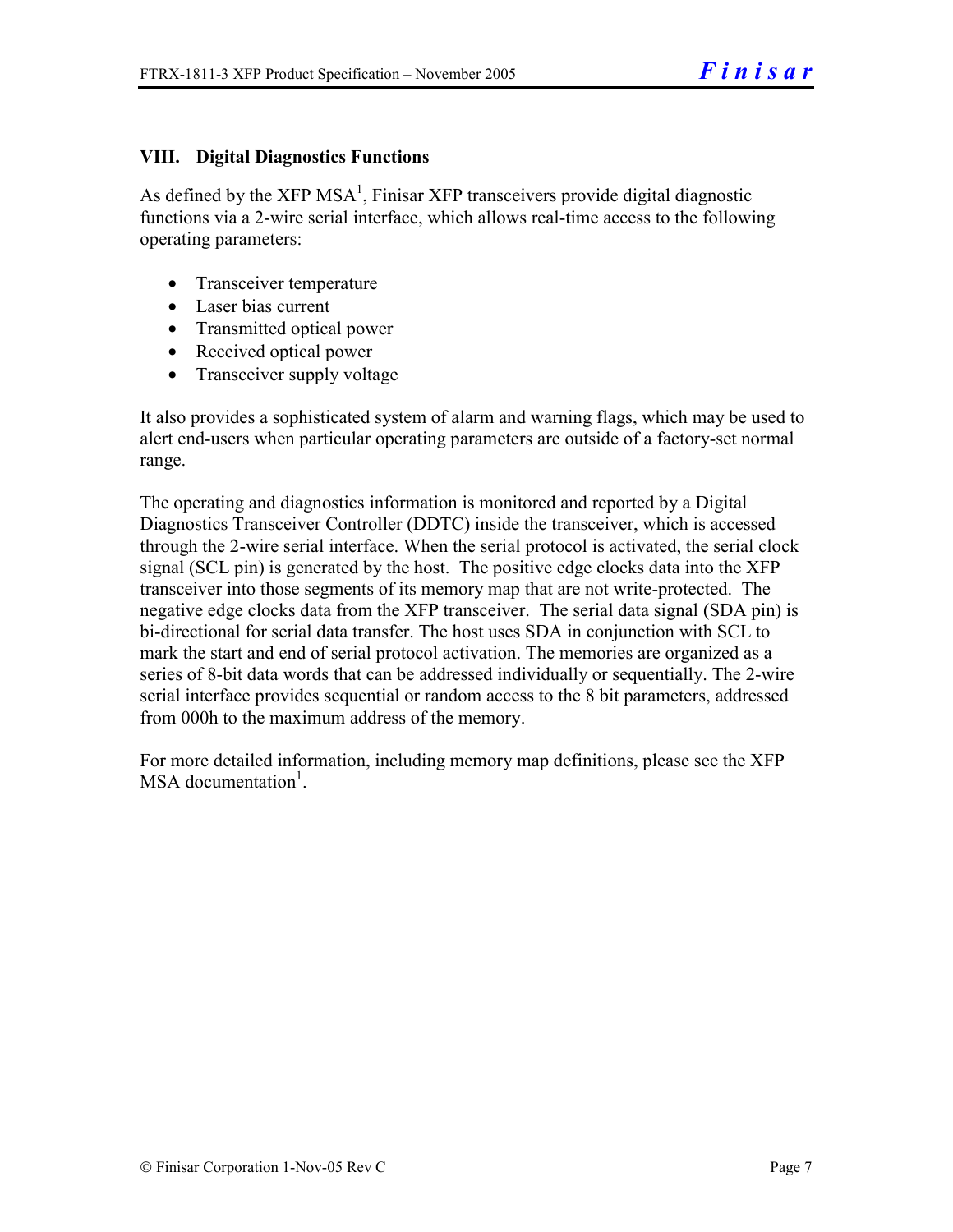## VIII. Digital Diagnostics Functions

As defined by the XFP MSA[1], Finisar XFP transceivers provide digital diagnostic functions via a 2-wire serial interface, which allows real-time access to the following operating parameters:

- Transceiver temperature
- Laser bias current
- Transmitted optical power
- Received optical power
- Transceiver supply voltage

It also provides a sophisticated system of alarm and warning flags, which may be used to alert end-users when particular operating parameters are outside of a factory-set normal range.

The operating and diagnostics information is monitored and reported by a Digital Diagnostics Transceiver Controller (DDTC) inside the transceiver, which is accessed through the 2-wire serial interface. When the serial protocol is activated, the serial clock signal (SCL pin) is generated by the host. The positive edge clocks data into the XFP transceiver into those segments of its memory map that are not write-protected. The negative edge clocks data from the XFP transceiver. The serial data signal (SDA pin) is bi-directional for serial data transfer. The host uses SDA in conjunction with SCL to mark the start and end of serial protocol activation. The memories are organized as a series of 8-bit data words that can be addressed individually or sequentially. The 2-wire serial interface provides sequential or random access to the 8 bit parameters, addressed from 000h to the maximum address of the memory.

For more detailed information, including memory map definitions, please see the XFP MSA documentation[1].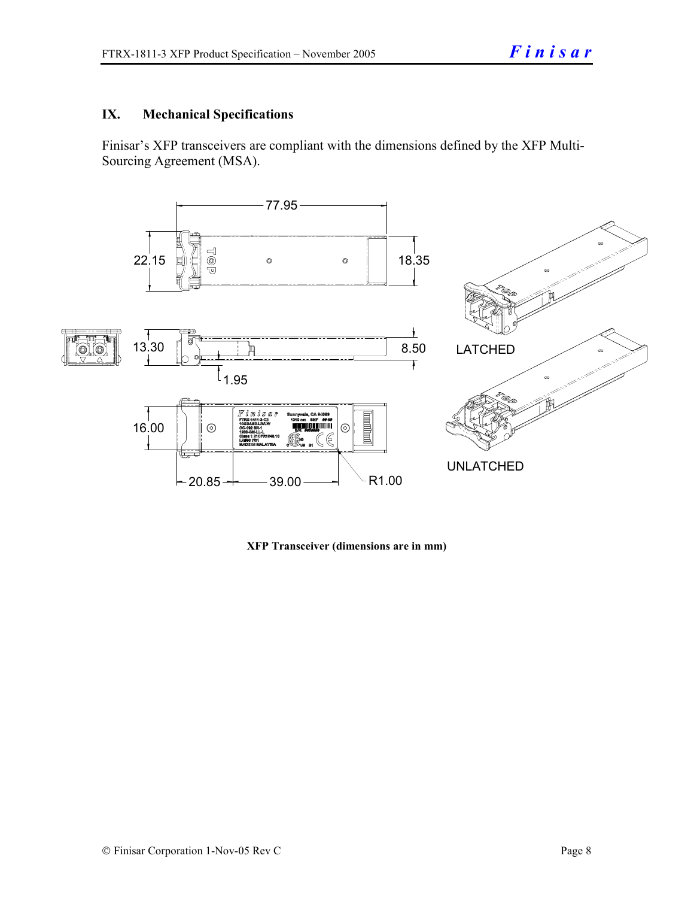## IX. Mechanical Specifications

Finisar's XFP transceivers are compliant with the dimensions defined by the XFP Multi-Sourcing Agreement (MSA).

**XFP Transceiver (dimensions are in mm)**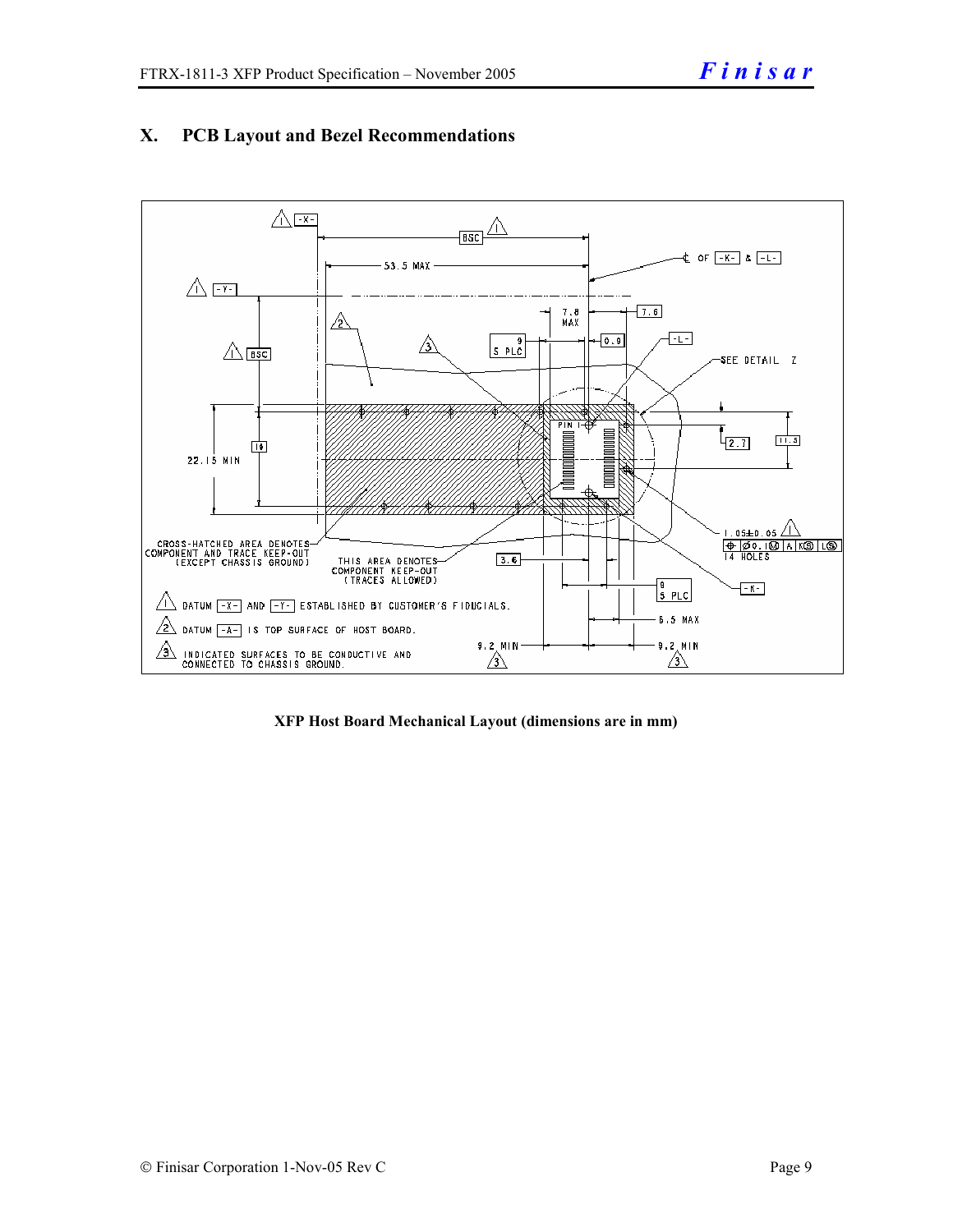# X. PCB Layout and Bezel Recommendations

**XFP Host Board Mechanical Layout (dimensions are in mm)**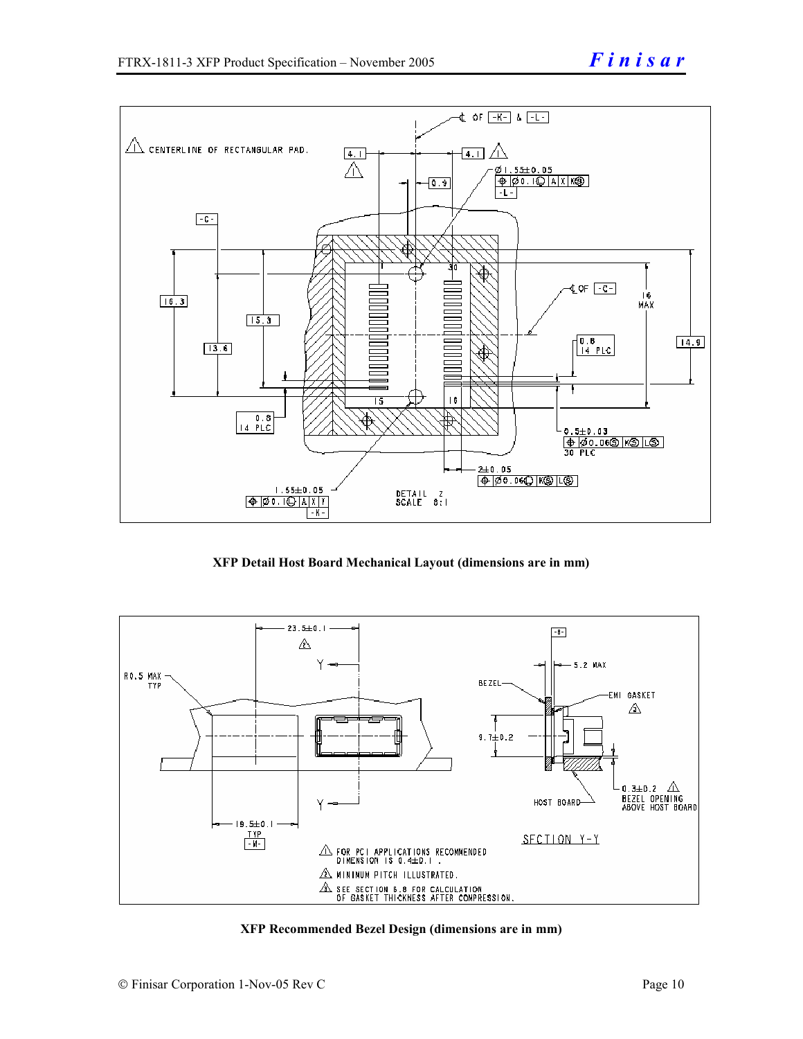XFP Detail Host Board Mechanical Layout (dimensions are in mm)

XFP Recommended Bezel Design (dimensions are in mm)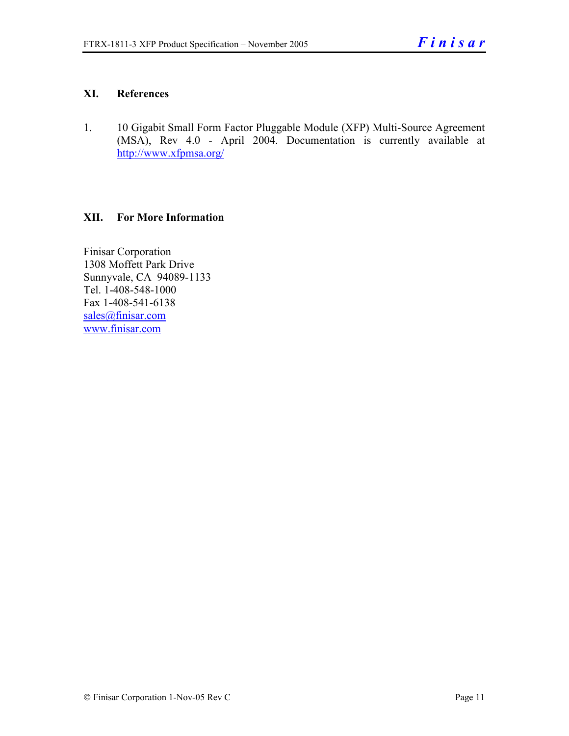## XI. References

1. 10 Gigabit Small Form Factor Pluggable Module (XFP) Multi-Source Agreement (MSA), Rev 4.0 - April 2004. Documentation is currently available at http://www.xfpmsa.org/

## XII. For More Information

Finisar Corporation
1308 Moffett Park Drive
Sunnyvale, CA 94089-1133
Tel. 1-408-548-1000
Fax 1-408-541-6138
sales@finisar.com
www.finisar.com